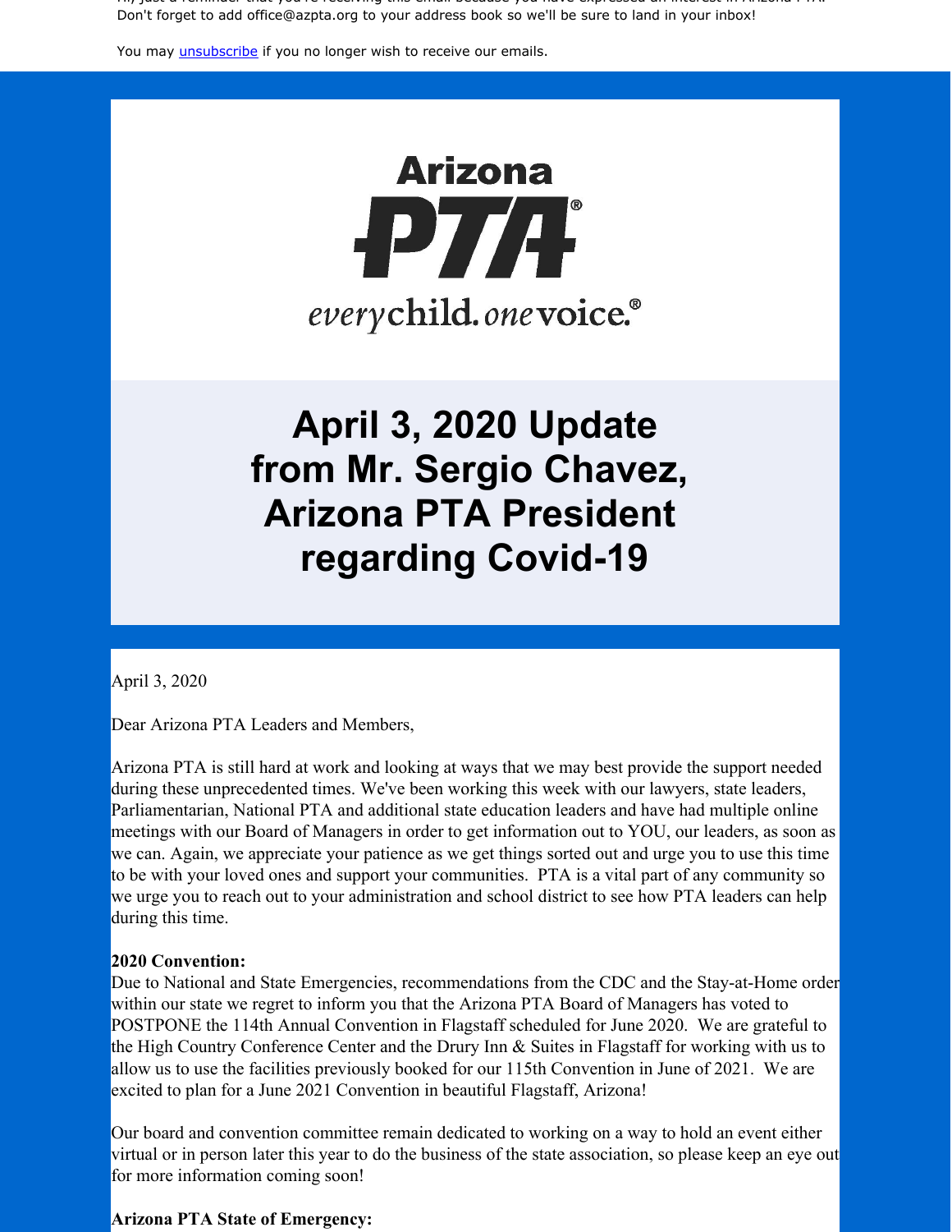Don't forget to add office@azpta.org to your address book so we'll be sure to land in your inbox!

You may unsubscribe if you no longer wish to receive our emails.

Arizona PTA

*every* child. *one* voice.

# April 3, 2020 Update from Mr. Sergio Chavez, Arizona PTA President regarding Covid-19

April 3, 2020

Dear Arizona PTA Leaders and Members,

Arizona PTA is still hard at work and looking at ways that we may best provide the support needed during these unprecedented times. We've been working this week with our lawyers, state leaders, Parliamentarian, National PTA and additional state education leaders and have had multiple online meetings with our Board of Managers in order to get information out to YOU, our leaders, as soon as we can. Again, we appreciate your patience as we get things sorted out and urge you to use this time to be with your loved ones and support your communities. PTA is a vital part of any community so we urge you to reach out to your administration and school district to see how PTA leaders can help during this time.

**2020 Convention:**
Due to National and State Emergencies, recommendations from the CDC and the Stay-at-Home order within our state we regret to inform you that the Arizona PTA Board of Managers has voted to POSTPONE the 114th Annual Convention in Flagstaff scheduled for June 2020. We are grateful to the High Country Conference Center and the Drury Inn & Suites in Flagstaff for working with us to allow us to use the facilities previously booked for our 115th Convention in June of 2021. We are excited to plan for a June 2021 Convention in beautiful Flagstaff, Arizona!

Our board and convention committee remain dedicated to working on a way to hold an event either virtual or in person later this year to do the business of the state association, so please keep an eye out for more information coming soon!

**Arizona PTA State of Emergency:**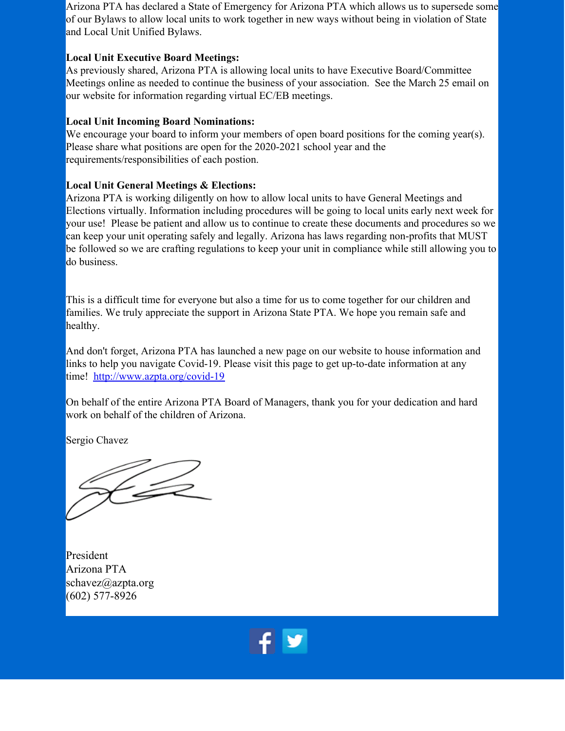Arizona PTA has declared a State of Emergency for Arizona PTA which allows us to supersede some of our Bylaws to allow local units to work together in new ways without being in violation of State and Local Unit Unified Bylaws.

**Local Unit Executive Board Meetings:**
As previously shared, Arizona PTA is allowing local units to have Executive Board/Committee Meetings online as needed to continue the business of your association. See the March 25 email on our website for information regarding virtual EC/EB meetings.

**Local Unit Incoming Board Nominations:**
We encourage your board to inform your members of open board positions for the coming year(s). Please share what positions are open for the 2020-2021 school year and the requirements/responsibilities of each postion.

**Local Unit General Meetings & Elections:**
Arizona PTA is working diligently on how to allow local units to have General Meetings and Elections virtually. Information including procedures will be going to local units early next week for your use! Please be patient and allow us to continue to create these documents and procedures so we can keep your unit operating safely and legally. Arizona has laws regarding non-profits that MUST be followed so we are crafting regulations to keep your unit in compliance while still allowing you to do business.

This is a difficult time for everyone but also a time for us to come together for our children and families. We truly appreciate the support in Arizona State PTA. We hope you remain safe and healthy.

And don't forget, Arizona PTA has launched a new page on our website to house information and links to help you navigate Covid-19. Please visit this page to get up-to-date information at any time! http://www.azpta.org/covid-19

On behalf of the entire Arizona PTA Board of Managers, thank you for your dedication and hard work on behalf of the children of Arizona.

Sergio Chavez

President
Arizona PTA
schavez@azpta.org
(602) 577-8926